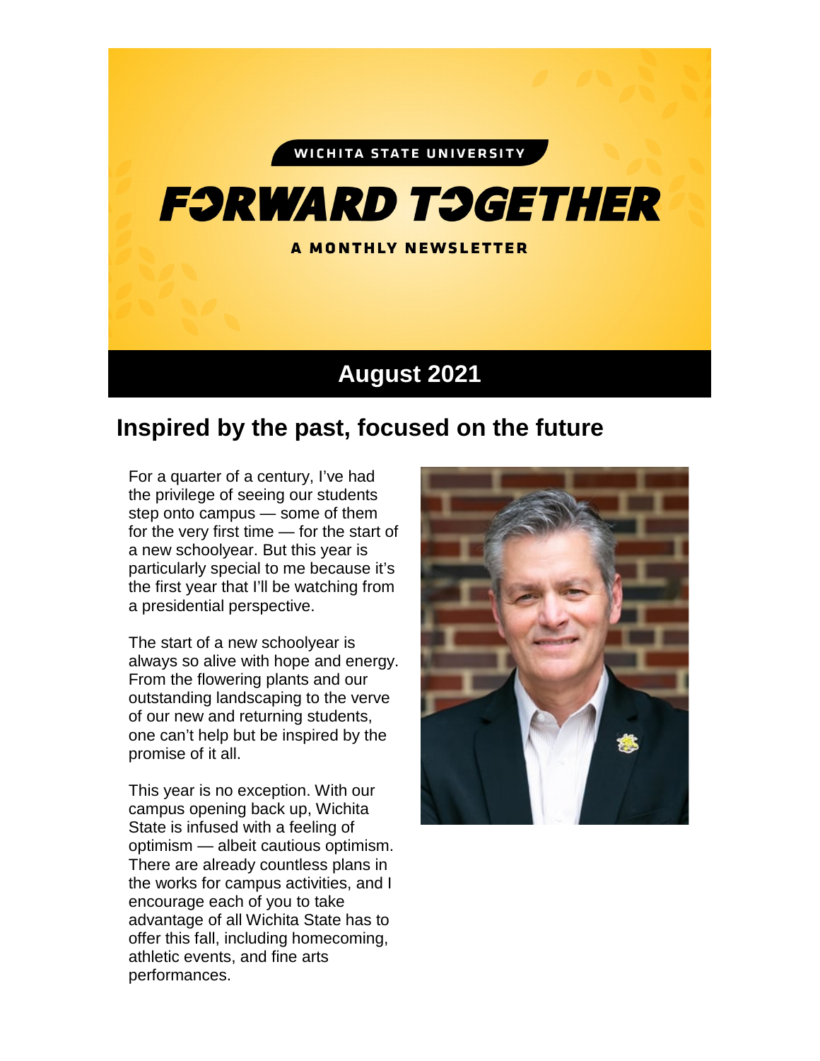WICHITA STATE UNIVERSITY

# FORWARD TOGETHER

A MONTHLY NEWSLETTER

## August 2021

## Inspired by the past, focused on the future

For a quarter of a century, I've had the privilege of seeing our students step onto campus — some of them for the very first time — for the start of a new schoolyear. But this year is particularly special to me because it's the first year that I'll be watching from a presidential perspective.

The start of a new schoolyear is always so alive with hope and energy. From the flowering plants and our outstanding landscaping to the verve of our new and returning students, one can't help but be inspired by the promise of it all.

This year is no exception. With our campus opening back up, Wichita State is infused with a feeling of optimism — albeit cautious optimism. There are already countless plans in the works for campus activities, and I encourage each of you to take advantage of all Wichita State has to offer this fall, including homecoming, athletic events, and fine arts performances.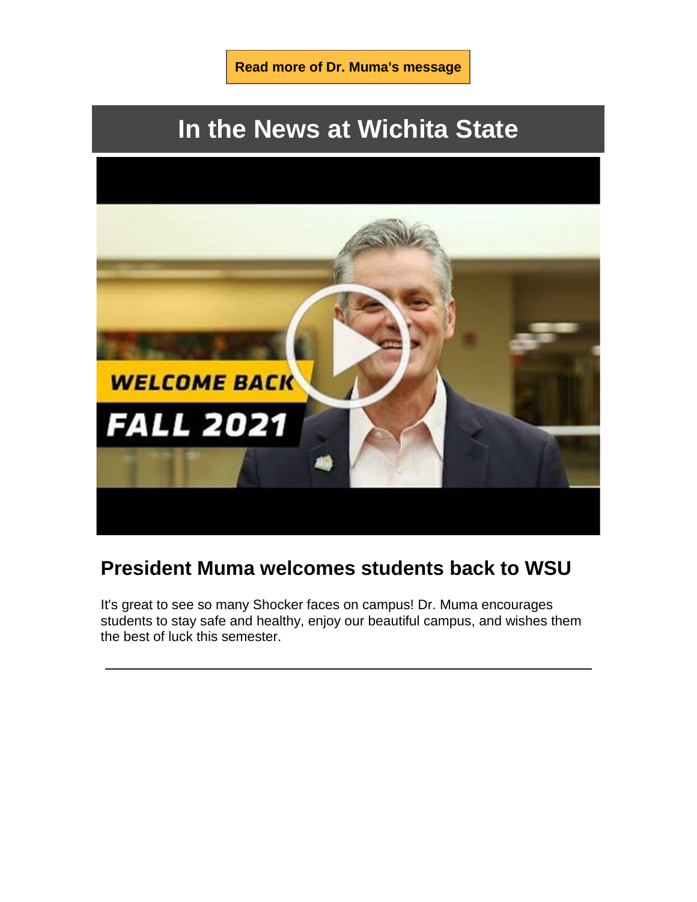**Read more of Dr. Muma's message**

# In the News at Wichita State

## President Muma welcomes students back to WSU

It's great to see so many Shocker faces on campus! Dr. Muma encourages students to stay safe and healthy, enjoy our beautiful campus, and wishes them the best of luck this semester.

---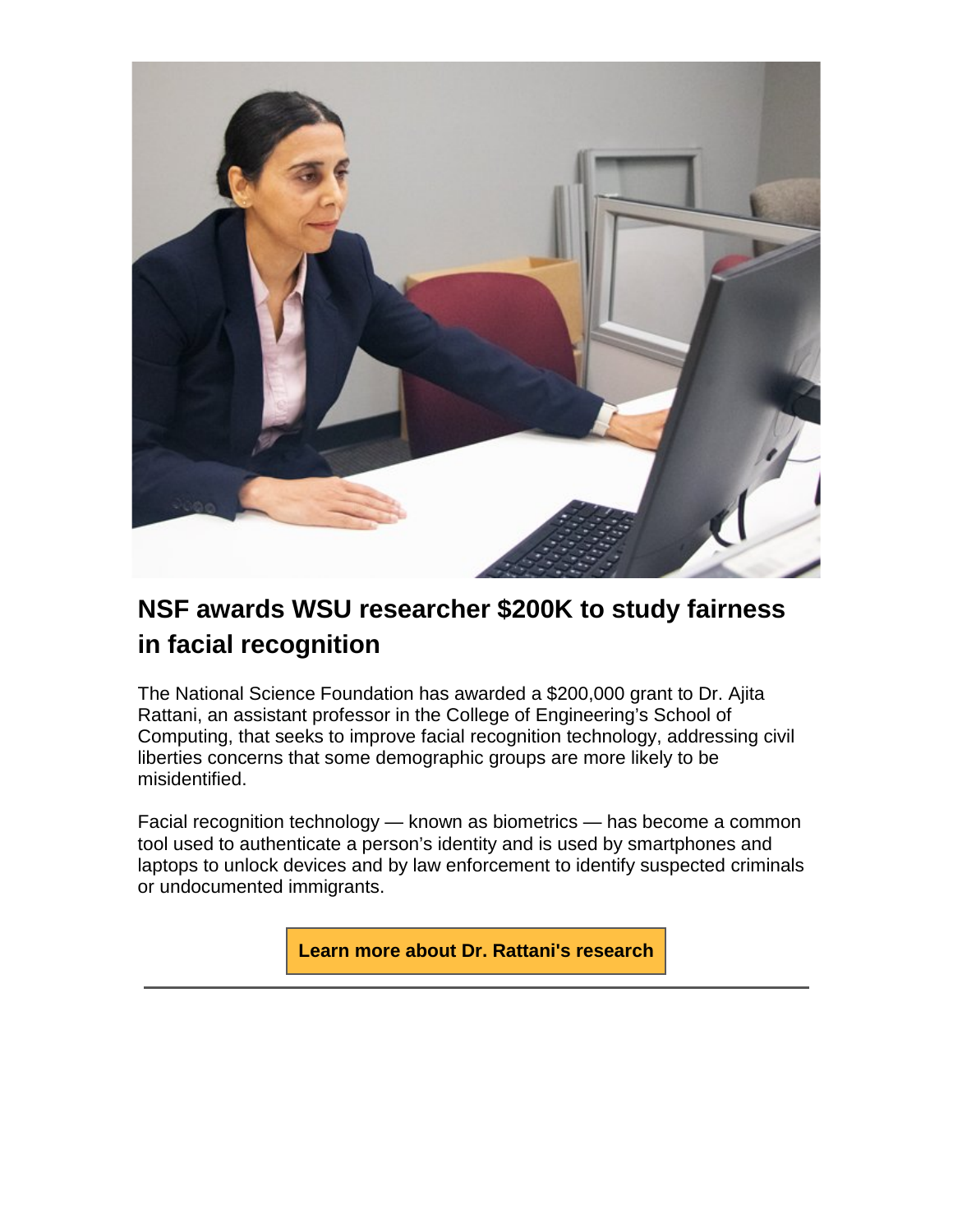## NSF awards WSU researcher $200K to study fairness in facial recognition

The National Science Foundation has awarded a $200,000 grant to Dr. Ajita Rattani, an assistant professor in the College of Engineering's School of Computing, that seeks to improve facial recognition technology, addressing civil liberties concerns that some demographic groups are more likely to be misidentified.

Facial recognition technology — known as biometrics — has become a common tool used to authenticate a person's identity and is used by smartphones and laptops to unlock devices and by law enforcement to identify suspected criminals or undocumented immigrants.

**Learn more about Dr. Rattani's research**

---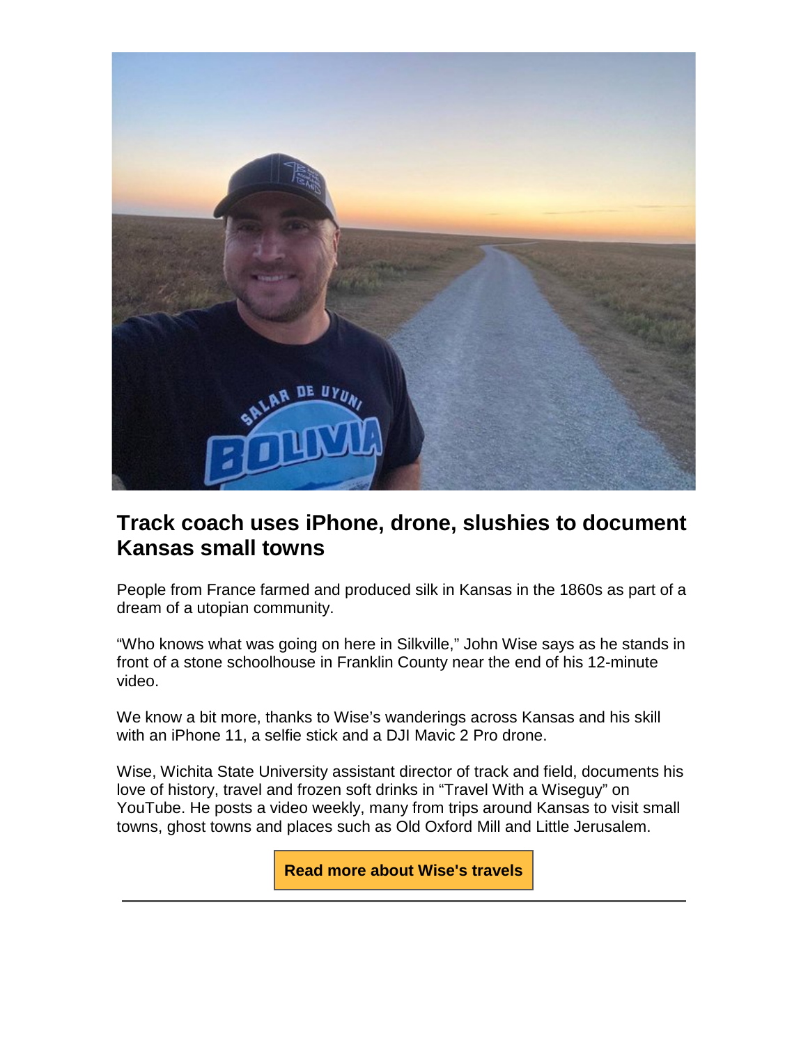## Track coach uses iPhone, drone, slushies to document Kansas small towns

People from France farmed and produced silk in Kansas in the 1860s as part of a dream of a utopian community.

"Who knows what was going on here in Silkville," John Wise says as he stands in front of a stone schoolhouse in Franklin County near the end of his 12-minute video.

We know a bit more, thanks to Wise's wanderings across Kansas and his skill with an iPhone 11, a selfie stick and a DJI Mavic 2 Pro drone.

Wise, Wichita State University assistant director of track and field, documents his love of history, travel and frozen soft drinks in "Travel With a Wiseguy" on YouTube. He posts a video weekly, many from trips around Kansas to visit small towns, ghost towns and places such as Old Oxford Mill and Little Jerusalem.

**Read more about Wise's travels**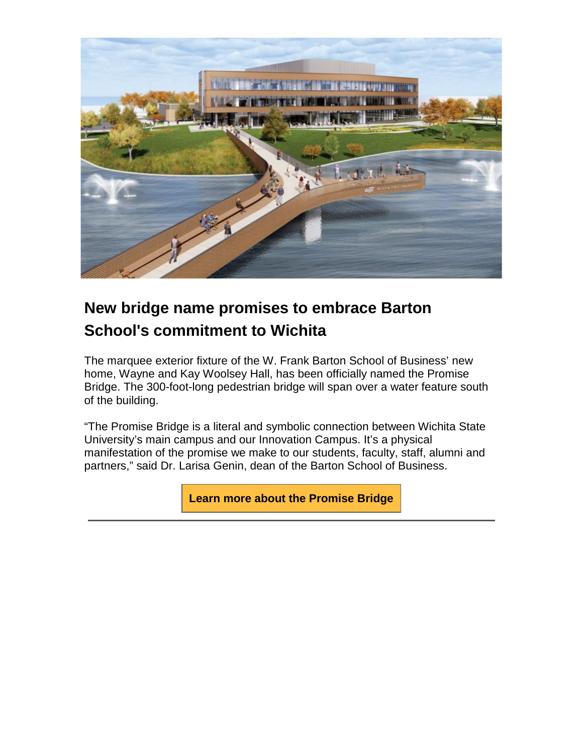## New bridge name promises to embrace Barton School's commitment to Wichita

The marquee exterior fixture of the W. Frank Barton School of Business' new home, Wayne and Kay Woolsey Hall, has been officially named the Promise Bridge. The 300-foot-long pedestrian bridge will span over a water feature south of the building.

"The Promise Bridge is a literal and symbolic connection between Wichita State University's main campus and our Innovation Campus. It's a physical manifestation of the promise we make to our students, faculty, staff, alumni and partners," said Dr. Larisa Genin, dean of the Barton School of Business.

**Learn more about the Promise Bridge**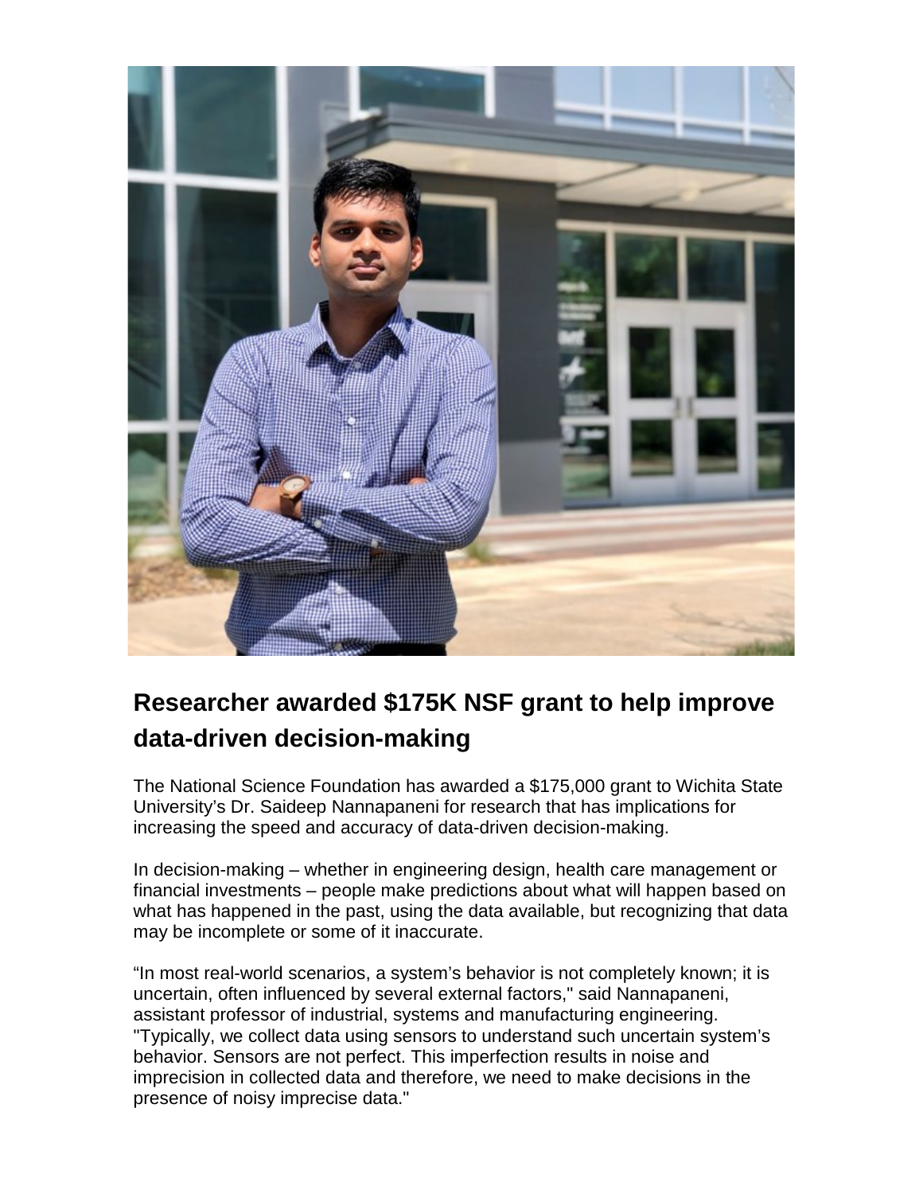## Researcher awarded $175K NSF grant to help improve data-driven decision-making

The National Science Foundation has awarded a $175,000 grant to Wichita State University's Dr. Saideep Nannapaneni for research that has implications for increasing the speed and accuracy of data-driven decision-making.

In decision-making – whether in engineering design, health care management or financial investments – people make predictions about what will happen based on what has happened in the past, using the data available, but recognizing that data may be incomplete or some of it inaccurate.

"In most real-world scenarios, a system's behavior is not completely known; it is uncertain, often influenced by several external factors," said Nannapaneni, assistant professor of industrial, systems and manufacturing engineering. "Typically, we collect data using sensors to understand such uncertain system's behavior. Sensors are not perfect. This imperfection results in noise and imprecision in collected data and therefore, we need to make decisions in the presence of noisy imprecise data."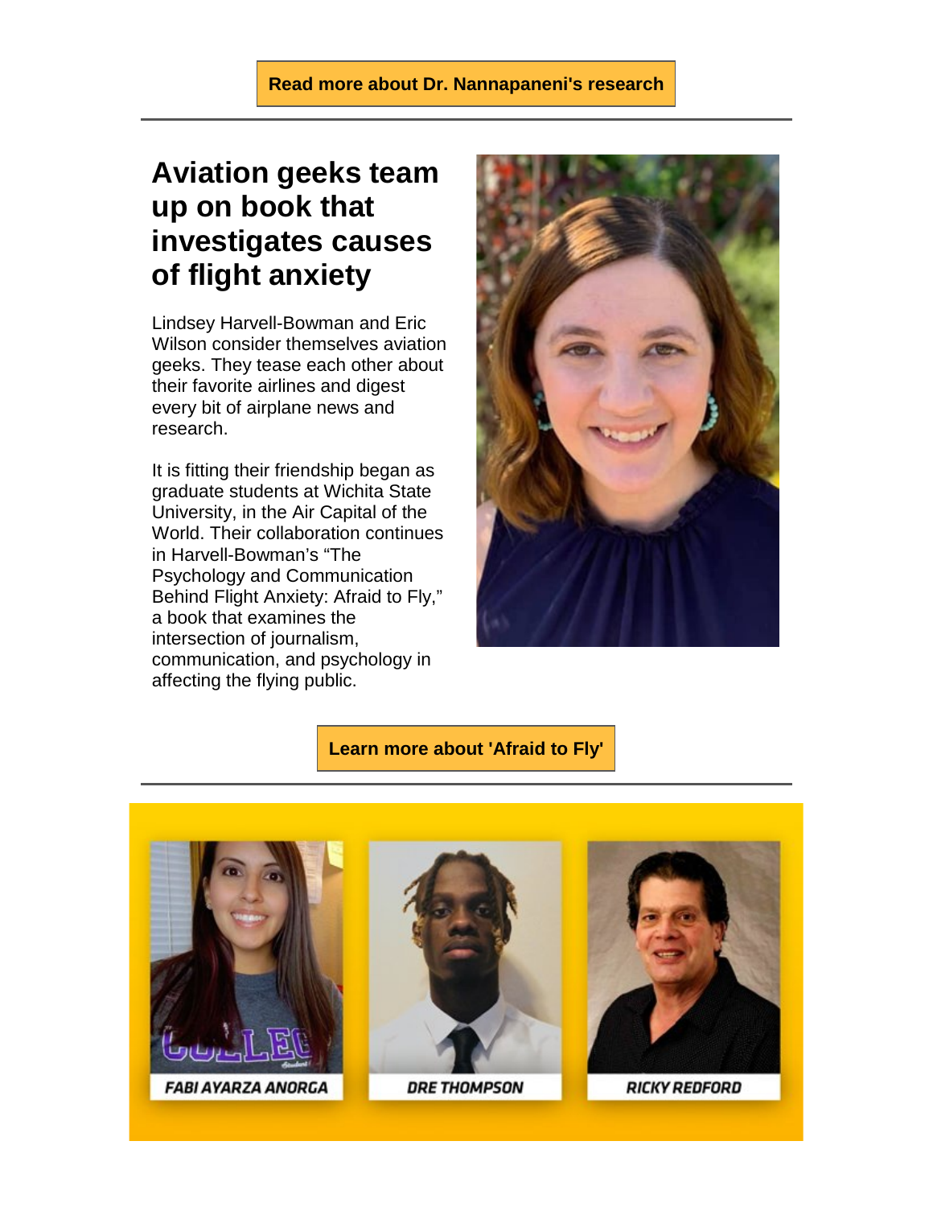**Read more about Dr. Nannapaneni's research**

---

## Aviation geeks team up on book that investigates causes of flight anxiety

Lindsey Harvell-Bowman and Eric Wilson consider themselves aviation geeks. They tease each other about their favorite airlines and digest every bit of airplane news and research.

It is fitting their friendship began as graduate students at Wichita State University, in the Air Capital of the World. Their collaboration continues in Harvell-Bowman's "The Psychology and Communication Behind Flight Anxiety: Afraid to Fly," a book that examines the intersection of journalism, communication, and psychology in affecting the flying public.

**Learn more about 'Afraid to Fly'**

---

FABI AYARZA ANORGA

DRE THOMPSON

RICKY REDFORD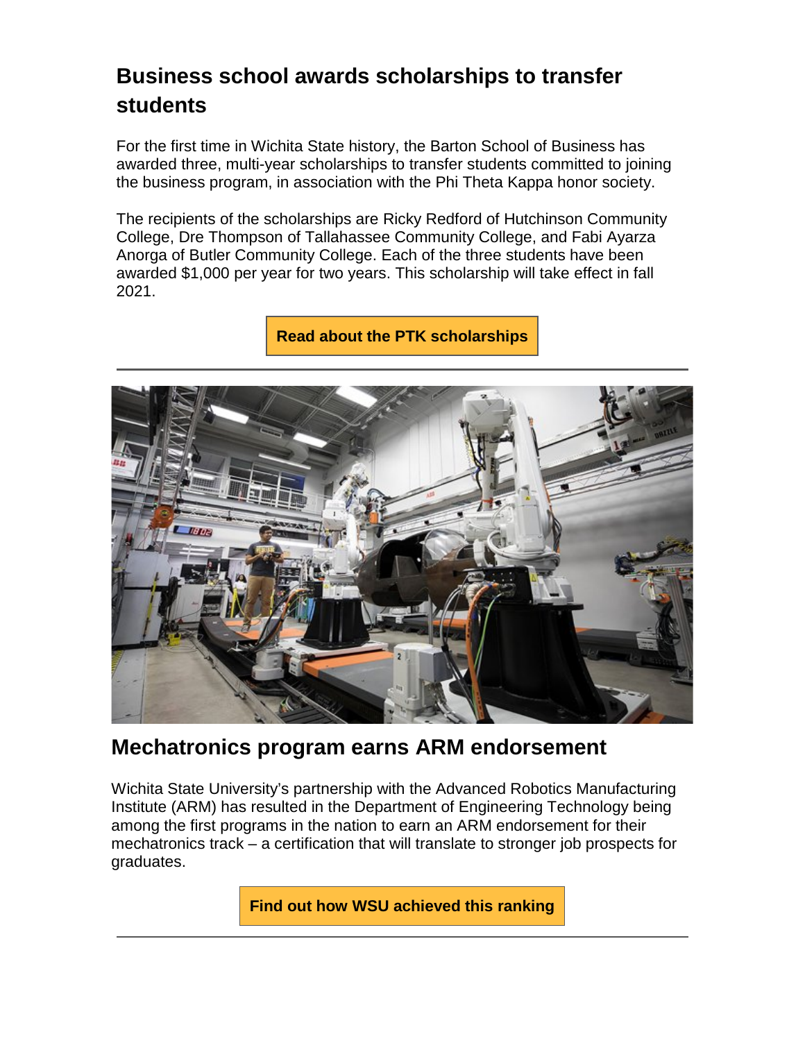## Business school awards scholarships to transfer students

For the first time in Wichita State history, the Barton School of Business has awarded three, multi-year scholarships to transfer students committed to joining the business program, in association with the Phi Theta Kappa honor society.

The recipients of the scholarships are Ricky Redford of Hutchinson Community College, Dre Thompson of Tallahassee Community College, and Fabi Ayarza Anorga of Butler Community College. Each of the three students have been awarded $1,000 per year for two years. This scholarship will take effect in fall 2021.

**Read about the PTK scholarships**

---

## Mechatronics program earns ARM endorsement

Wichita State University's partnership with the Advanced Robotics Manufacturing Institute (ARM) has resulted in the Department of Engineering Technology being among the first programs in the nation to earn an ARM endorsement for their mechatronics track – a certification that will translate to stronger job prospects for graduates.

**Find out how WSU achieved this ranking**

---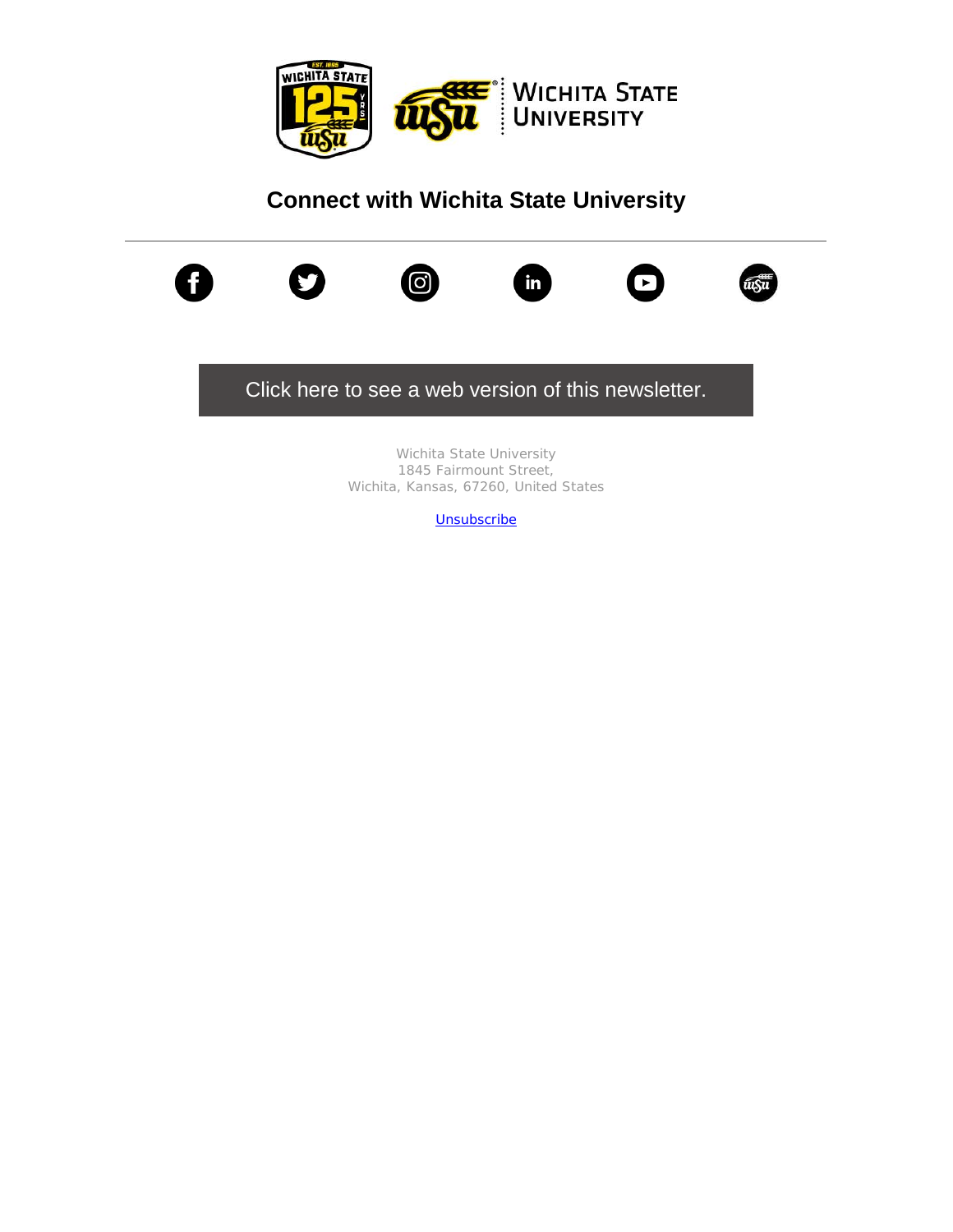## Connect with Wichita State University

---

Click here to see a web version of this newsletter.

Wichita State University
1845 Fairmount Street,
Wichita, Kansas, 67260, United States

Unsubscribe